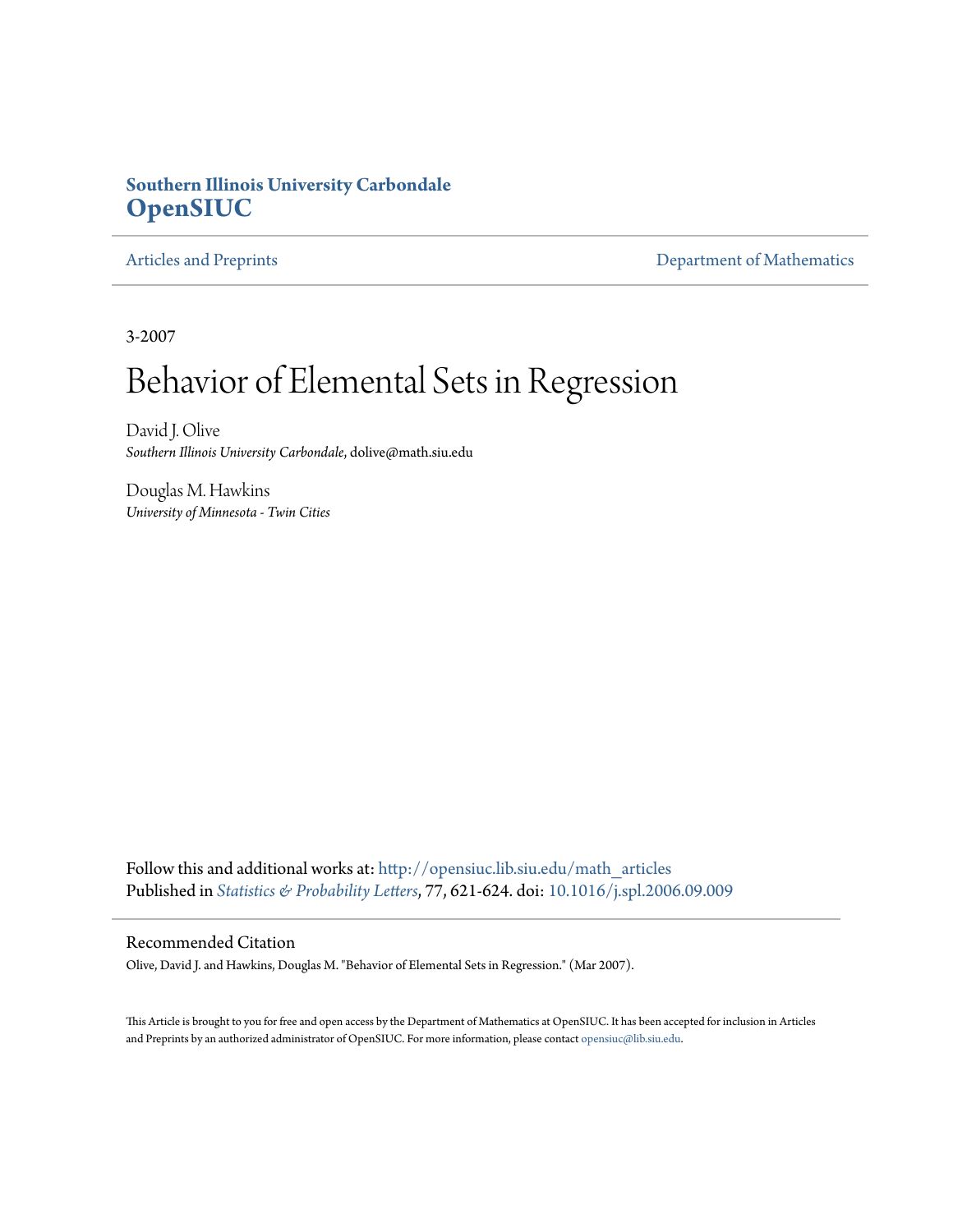**Southern Illinois University Carbondale**
**OpenSIUC**

Articles and Preprints | Department of Mathematics

3-2007

# Behavior of Elemental Sets in Regression

David J. Olive
*Southern Illinois University Carbondale*, dolive@math.siu.edu

Douglas M. Hawkins
*University of Minnesota - Twin Cities*

Follow this and additional works at: http://opensiuc.lib.siu.edu/math_articles
Published in *Statistics & Probability Letters*, 77, 621-624. doi: 10.1016/j.spl.2006.09.009

## Recommended Citation

Olive, David J. and Hawkins, Douglas M. "Behavior of Elemental Sets in Regression." (Mar 2007).

This Article is brought to you for free and open access by the Department of Mathematics at OpenSIUC. It has been accepted for inclusion in Articles and Preprints by an authorized administrator of OpenSIUC. For more information, please contact opensiuc@lib.siu.edu.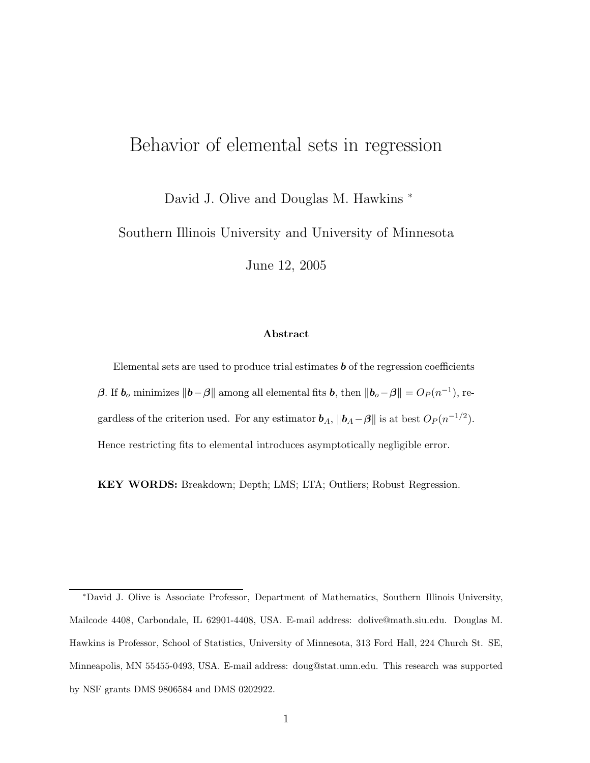# Behavior of elemental sets in regression

David J. Olive and Douglas M. Hawkins *

Southern Illinois University and University of Minnesota

June 12, 2005

### Abstract

Elemental sets are used to produce trial estimates $\boldsymbol{b}$ of the regression coefficients $\boldsymbol{\beta}$. If $\boldsymbol{b}_o$ minimizes $\|\boldsymbol{b}-\boldsymbol{\beta}\|$ among all elemental fits $\boldsymbol{b}$, then $\|\boldsymbol{b}_o-\boldsymbol{\beta}\| = O_P(n^{-1})$, regardless of the criterion used. For any estimator $\boldsymbol{b}_A$, $\|\boldsymbol{b}_A-\boldsymbol{\beta}\|$ is at best $O_P(n^{-1/2})$. Hence restricting fits to elemental introduces asymptotically negligible error.

**KEY WORDS:** Breakdown; Depth; LMS; LTA; Outliers; Robust Regression.

---

*David J. Olive is Associate Professor, Department of Mathematics, Southern Illinois University, Mailcode 4408, Carbondale, IL 62901-4408, USA. E-mail address: dolive@math.siu.edu. Douglas M. Hawkins is Professor, School of Statistics, University of Minnesota, 313 Ford Hall, 224 Church St. SE, Minneapolis, MN 55455-0493, USA. E-mail address: doug@stat.umn.edu. This research was supported by NSF grants DMS 9806584 and DMS 0202922.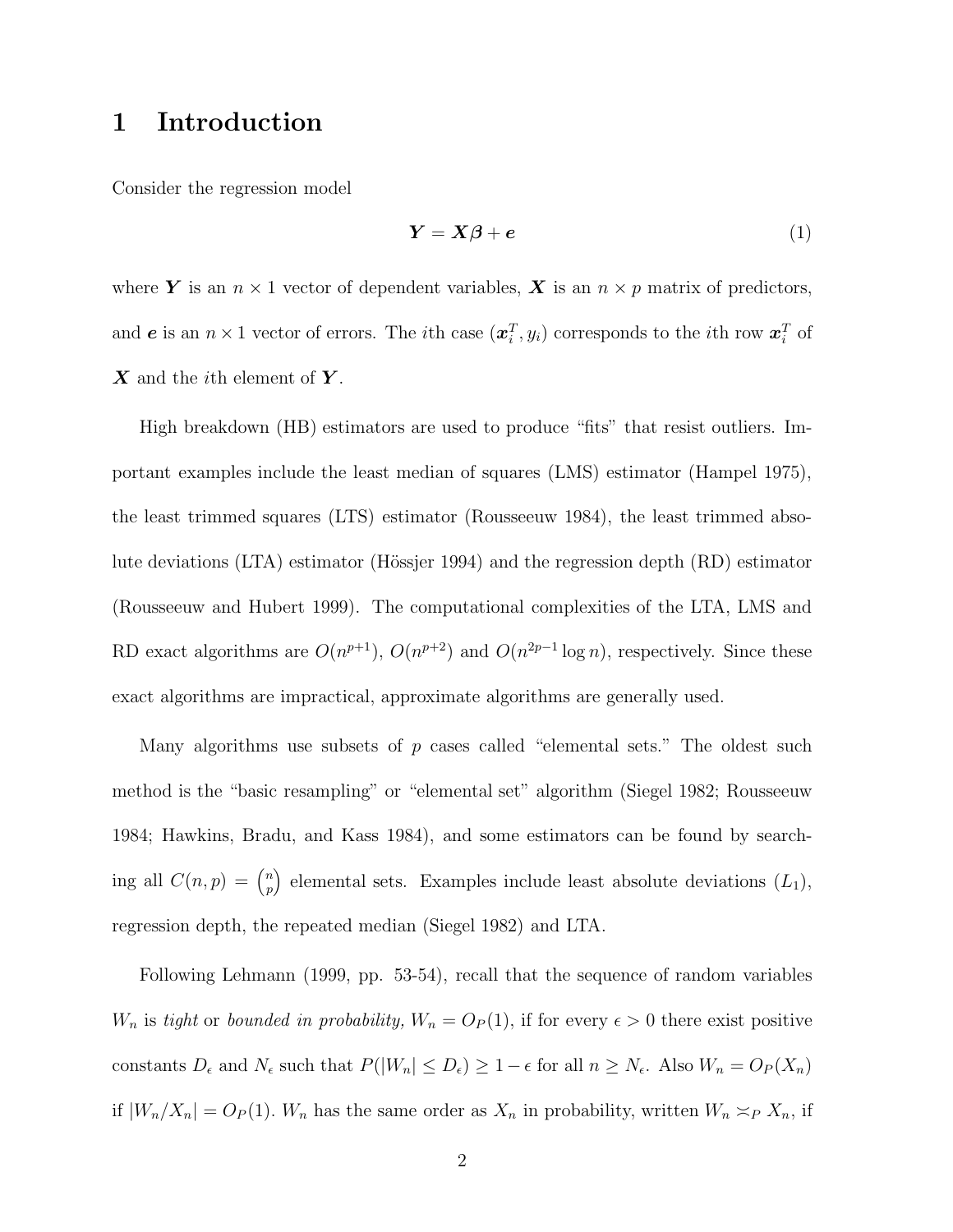# 1 Introduction

Consider the regression model

$$\boldsymbol{Y} = \boldsymbol{X}\boldsymbol{\beta} + \boldsymbol{e} \tag{1}$$

where $\boldsymbol{Y}$ is an $n \times 1$ vector of dependent variables, $\boldsymbol{X}$ is an $n \times p$ matrix of predictors, and $\boldsymbol{e}$ is an $n \times 1$ vector of errors. The $i$th case $(\boldsymbol{x}_i^T, y_i)$ corresponds to the $i$th row $\boldsymbol{x}_i^T$ of $\boldsymbol{X}$ and the $i$th element of $\boldsymbol{Y}$.

High breakdown (HB) estimators are used to produce "fits" that resist outliers. Important examples include the least median of squares (LMS) estimator (Hampel 1975), the least trimmed squares (LTS) estimator (Rousseeuw 1984), the least trimmed absolute deviations (LTA) estimator (Hössjer 1994) and the regression depth (RD) estimator (Rousseeuw and Hubert 1999). The computational complexities of the LTA, LMS and RD exact algorithms are $O(n^{p+1})$, $O(n^{p+2})$ and $O(n^{2p-1} \log n)$, respectively. Since these exact algorithms are impractical, approximate algorithms are generally used.

Many algorithms use subsets of $p$ cases called "elemental sets." The oldest such method is the "basic resampling" or "elemental set" algorithm (Siegel 1982; Rousseeuw 1984; Hawkins, Bradu, and Kass 1984), and some estimators can be found by searching all $C(n,p) = \binom{n}{p}$ elemental sets. Examples include least absolute deviations ($L_1$), regression depth, the repeated median (Siegel 1982) and LTA.

Following Lehmann (1999, pp. 53-54), recall that the sequence of random variables $W_n$ is *tight* or *bounded in probability,* $W_n = O_P(1)$, if for every $\epsilon > 0$ there exist positive constants $D_\epsilon$ and $N_\epsilon$ such that $P(|W_n| \leq D_\epsilon) \geq 1 - \epsilon$ for all $n \geq N_\epsilon$. Also $W_n = O_P(X_n)$ if $|W_n/X_n| = O_P(1)$. $W_n$ has the same order as $X_n$ in probability, written $W_n \asymp_P X_n$, if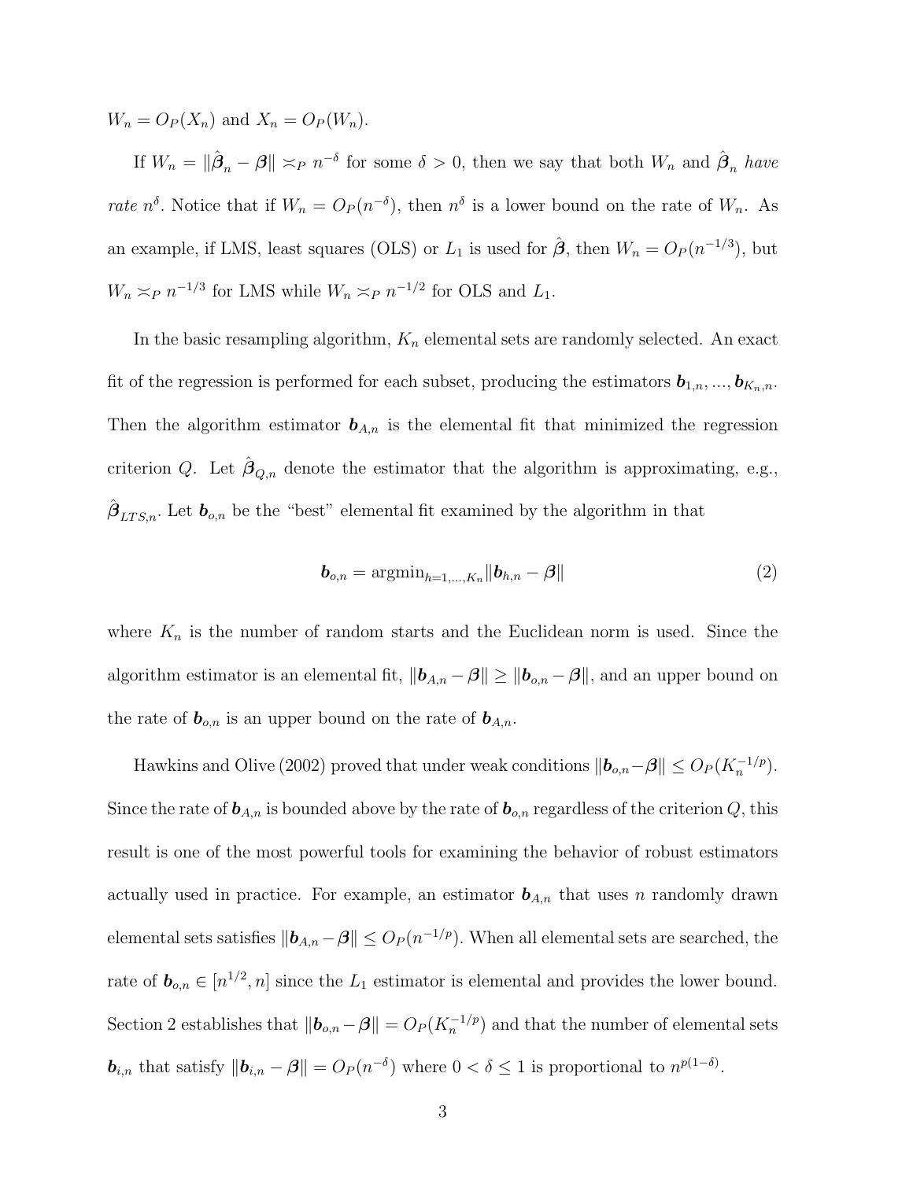$W_n = O_P(X_n)$ and $X_n = O_P(W_n)$.

If $W_n = \|\hat{\boldsymbol{\beta}}_n - \boldsymbol{\beta}\| \asymp_P n^{-\delta}$ for some $\delta > 0$, then we say that both $W_n$ and $\hat{\boldsymbol{\beta}}_n$ *have rate* $n^{\delta}$. Notice that if $W_n = O_P(n^{-\delta})$, then $n^{\delta}$ is a lower bound on the rate of $W_n$. As an example, if LMS, least squares (OLS) or $L_1$ is used for $\hat{\boldsymbol{\beta}}$, then $W_n = O_P(n^{-1/3})$, but $W_n \asymp_P n^{-1/3}$ for LMS while $W_n \asymp_P n^{-1/2}$ for OLS and $L_1$.

In the basic resampling algorithm, $K_n$ elemental sets are randomly selected. An exact fit of the regression is performed for each subset, producing the estimators $\boldsymbol{b}_{1,n}, ..., \boldsymbol{b}_{K_n,n}$. Then the algorithm estimator $\boldsymbol{b}_{A,n}$ is the elemental fit that minimized the regression criterion $Q$. Let $\hat{\boldsymbol{\beta}}_{Q,n}$ denote the estimator that the algorithm is approximating, e.g., $\hat{\boldsymbol{\beta}}_{LTS,n}$. Let $\boldsymbol{b}_{o,n}$ be the "best" elemental fit examined by the algorithm in that

$$\boldsymbol{b}_{o,n} = \text{argmin}_{h=1,...,K_n} \|\boldsymbol{b}_{h,n} - \boldsymbol{\beta}\| \tag{2}$$

where $K_n$ is the number of random starts and the Euclidean norm is used. Since the algorithm estimator is an elemental fit, $\|\boldsymbol{b}_{A,n} - \boldsymbol{\beta}\| \geq \|\boldsymbol{b}_{o,n} - \boldsymbol{\beta}\|$, and an upper bound on the rate of $\boldsymbol{b}_{o,n}$ is an upper bound on the rate of $\boldsymbol{b}_{A,n}$.

Hawkins and Olive (2002) proved that under weak conditions $\|\boldsymbol{b}_{o,n} - \boldsymbol{\beta}\| \leq O_P(K_n^{-1/p})$. Since the rate of $\boldsymbol{b}_{A,n}$ is bounded above by the rate of $\boldsymbol{b}_{o,n}$ regardless of the criterion $Q$, this result is one of the most powerful tools for examining the behavior of robust estimators actually used in practice. For example, an estimator $\boldsymbol{b}_{A,n}$ that uses $n$ randomly drawn elemental sets satisfies $\|\boldsymbol{b}_{A,n} - \boldsymbol{\beta}\| \leq O_P(n^{-1/p})$. When all elemental sets are searched, the rate of $\boldsymbol{b}_{o,n} \in [n^{1/2}, n]$ since the $L_1$ estimator is elemental and provides the lower bound. Section 2 establishes that $\|\boldsymbol{b}_{o,n} - \boldsymbol{\beta}\| = O_P(K_n^{-1/p})$ and that the number of elemental sets $\boldsymbol{b}_{i,n}$ that satisfy $\|\boldsymbol{b}_{i,n} - \boldsymbol{\beta}\| = O_P(n^{-\delta})$ where $0 < \delta \leq 1$ is proportional to $n^{p(1-\delta)}$.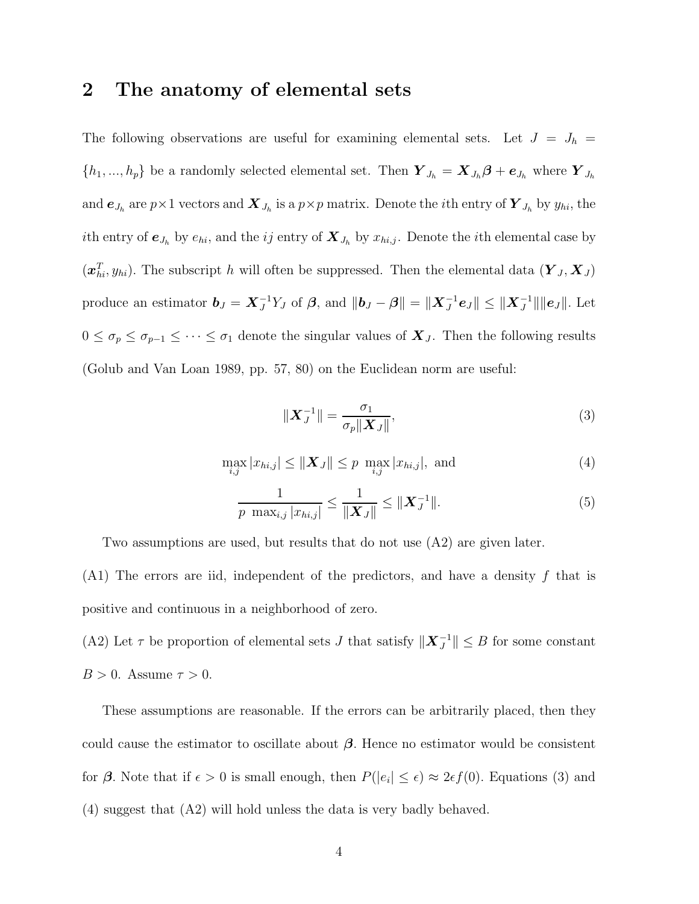## 2 The anatomy of elemental sets

The following observations are useful for examining elemental sets. Let $J = J_h = \{h_1, ..., h_p\}$ be a randomly selected elemental set. Then $\boldsymbol{Y}_{J_h} = \boldsymbol{X}_{J_h}\boldsymbol{\beta} + \boldsymbol{e}_{J_h}$ where $\boldsymbol{Y}_{J_h}$ and $\boldsymbol{e}_{J_h}$ are $p \times 1$ vectors and $\boldsymbol{X}_{J_h}$ is a $p \times p$ matrix. Denote the $i$th entry of $\boldsymbol{Y}_{J_h}$ by $y_{hi}$, the $i$th entry of $\boldsymbol{e}_{J_h}$ by $e_{hi}$, and the $ij$ entry of $\boldsymbol{X}_{J_h}$ by $x_{hi,j}$. Denote the $i$th elemental case by $(\boldsymbol{x}_{hi}^T, y_{hi})$. The subscript $h$ will often be suppressed. Then the elemental data $(\boldsymbol{Y}_J, \boldsymbol{X}_J)$ produce an estimator $\boldsymbol{b}_J = \boldsymbol{X}_J^{-1} Y_J$ of $\boldsymbol{\beta}$, and $\|\boldsymbol{b}_J - \boldsymbol{\beta}\| = \|\boldsymbol{X}_J^{-1}\boldsymbol{e}_J\| \leq \|\boldsymbol{X}_J^{-1}\| \|\boldsymbol{e}_J\|$. Let $0 \leq \sigma_p \leq \sigma_{p-1} \leq \cdots \leq \sigma_1$ denote the singular values of $\boldsymbol{X}_J$. Then the following results (Golub and Van Loan 1989, pp. 57, 80) on the Euclidean norm are useful:

$$\|\boldsymbol{X}_J^{-1}\| = \frac{\sigma_1}{\sigma_p \|\boldsymbol{X}_J\|}, \tag{3}$$

$$\max_{i,j} |x_{hi,j}| \leq \|\boldsymbol{X}_J\| \leq p \ \max_{i,j} |x_{hi,j}|, \text{ and} \tag{4}$$

$$\frac{1}{p \ \max_{i,j} |x_{hi,j}|} \leq \frac{1}{\|\boldsymbol{X}_J\|} \leq \|\boldsymbol{X}_J^{-1}\|. \tag{5}$$

Two assumptions are used, but results that do not use (A2) are given later.

(A1) The errors are iid, independent of the predictors, and have a density $f$ that is positive and continuous in a neighborhood of zero.

(A2) Let $\tau$ be proportion of elemental sets $J$ that satisfy $\|\boldsymbol{X}_J^{-1}\| \leq B$ for some constant $B > 0$. Assume $\tau > 0$.

These assumptions are reasonable. If the errors can be arbitrarily placed, then they could cause the estimator to oscillate about $\boldsymbol{\beta}$. Hence no estimator would be consistent for $\boldsymbol{\beta}$. Note that if $\epsilon > 0$ is small enough, then $P(|e_i| \leq \epsilon) \approx 2\epsilon f(0)$. Equations (3) and (4) suggest that (A2) will hold unless the data is very badly behaved.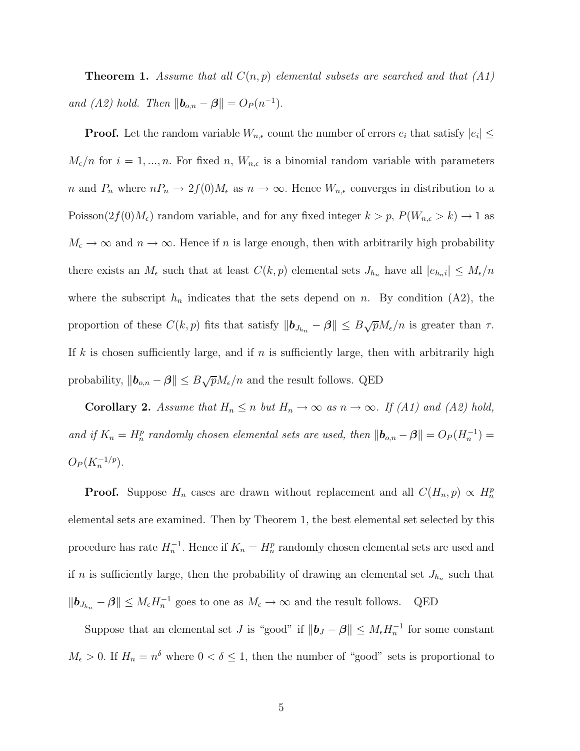**Theorem 1.** *Assume that all $C(n,p)$ elemental subsets are searched and that (A1) and (A2) hold. Then $\|\boldsymbol{b}_{o,n} - \boldsymbol{\beta}\| = O_P(n^{-1})$.*

**Proof.** Let the random variable $W_{n,\epsilon}$ count the number of errors $e_i$ that satisfy $|e_i| \leq M_\epsilon/n$ for $i = 1, ..., n$. For fixed $n$, $W_{n,\epsilon}$ is a binomial random variable with parameters $n$ and $P_n$ where $nP_n \to 2f(0)M_\epsilon$ as $n \to \infty$. Hence $W_{n,\epsilon}$ converges in distribution to a Poisson($2f(0)M_\epsilon$) random variable, and for any fixed integer $k > p$, $P(W_{n,\epsilon} > k) \to 1$ as $M_\epsilon \to \infty$ and $n \to \infty$. Hence if $n$ is large enough, then with arbitrarily high probability there exists an $M_\epsilon$ such that at least $C(k,p)$ elemental sets $J_{h_n}$ have all $|e_{h_n i}| \leq M_\epsilon/n$ where the subscript $h_n$ indicates that the sets depend on $n$. By condition (A2), the proportion of these $C(k,p)$ fits that satisfy $\|\boldsymbol{b}_{J_{h_n}} - \boldsymbol{\beta}\| \leq B\sqrt{p}M_\epsilon/n$ is greater than $\tau$. If $k$ is chosen sufficiently large, and if $n$ is sufficiently large, then with arbitrarily high probability, $\|\boldsymbol{b}_{o,n} - \boldsymbol{\beta}\| \leq B\sqrt{p}M_\epsilon/n$ and the result follows. QED

**Corollary 2.** *Assume that $H_n \leq n$ but $H_n \to \infty$ as $n \to \infty$. If (A1) and (A2) hold, and if $K_n = H_n^p$ randomly chosen elemental sets are used, then $\|\boldsymbol{b}_{o,n} - \boldsymbol{\beta}\| = O_P(H_n^{-1}) = O_P(K_n^{-1/p})$.*

**Proof.** Suppose $H_n$ cases are drawn without replacement and all $C(H_n, p) \propto H_n^p$ elemental sets are examined. Then by Theorem 1, the best elemental set selected by this procedure has rate $H_n^{-1}$. Hence if $K_n = H_n^p$ randomly chosen elemental sets are used and if $n$ is sufficiently large, then the probability of drawing an elemental set $J_{h_n}$ such that $\|\boldsymbol{b}_{J_{h_n}} - \boldsymbol{\beta}\| \leq M_\epsilon H_n^{-1}$ goes to one as $M_\epsilon \to \infty$ and the result follows. QED

Suppose that an elemental set $J$ is "good" if $\|\boldsymbol{b}_J - \boldsymbol{\beta}\| \leq M_\epsilon H_n^{-1}$ for some constant $M_\epsilon > 0$. If $H_n = n^\delta$ where $0 < \delta \leq 1$, then the number of "good" sets is proportional to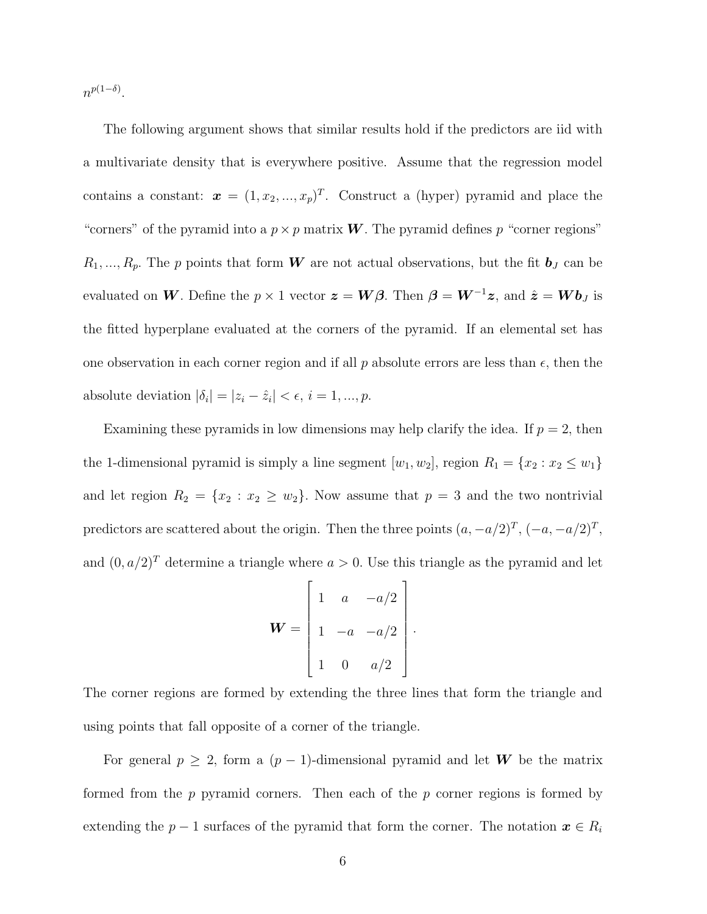$n^{p(1-\delta)}$.

The following argument shows that similar results hold if the predictors are iid with a multivariate density that is everywhere positive. Assume that the regression model contains a constant: $\boldsymbol{x} = (1, x_2, ..., x_p)^T$. Construct a (hyper) pyramid and place the "corners" of the pyramid into a $p \times p$ matrix $\boldsymbol{W}$. The pyramid defines $p$ "corner regions" $R_1, ..., R_p$. The $p$ points that form $\boldsymbol{W}$ are not actual observations, but the fit $\boldsymbol{b}_J$ can be evaluated on $\boldsymbol{W}$. Define the $p \times 1$ vector $\boldsymbol{z} = \boldsymbol{W}\boldsymbol{\beta}$. Then $\boldsymbol{\beta} = \boldsymbol{W}^{-1}\boldsymbol{z}$, and $\hat{\boldsymbol{z}} = \boldsymbol{W}\boldsymbol{b}_J$ is the fitted hyperplane evaluated at the corners of the pyramid. If an elemental set has one observation in each corner region and if all $p$ absolute errors are less than $\epsilon$, then the absolute deviation $|\delta_i| = |z_i - \hat{z}_i| < \epsilon$, $i = 1, ..., p$.

Examining these pyramids in low dimensions may help clarify the idea. If $p = 2$, then the 1-dimensional pyramid is simply a line segment $[w_1, w_2]$, region $R_1 = \{x_2 : x_2 \leq w_1\}$ and let region $R_2 = \{x_2 : x_2 \geq w_2\}$. Now assume that $p = 3$ and the two nontrivial predictors are scattered about the origin. Then the three points $(a, -a/2)^T$, $(-a, -a/2)^T$, and $(0, a/2)^T$ determine a triangle where $a > 0$. Use this triangle as the pyramid and let

$$\boldsymbol{W} = \begin{bmatrix} 1 & a & -a/2 \\ 1 & -a & -a/2 \\ 1 & 0 & a/2 \end{bmatrix}.$$

The corner regions are formed by extending the three lines that form the triangle and using points that fall opposite of a corner of the triangle.

For general $p \geq 2$, form a $(p-1)$-dimensional pyramid and let $\boldsymbol{W}$ be the matrix formed from the $p$ pyramid corners. Then each of the $p$ corner regions is formed by extending the $p - 1$ surfaces of the pyramid that form the corner. The notation $\boldsymbol{x} \in R_i$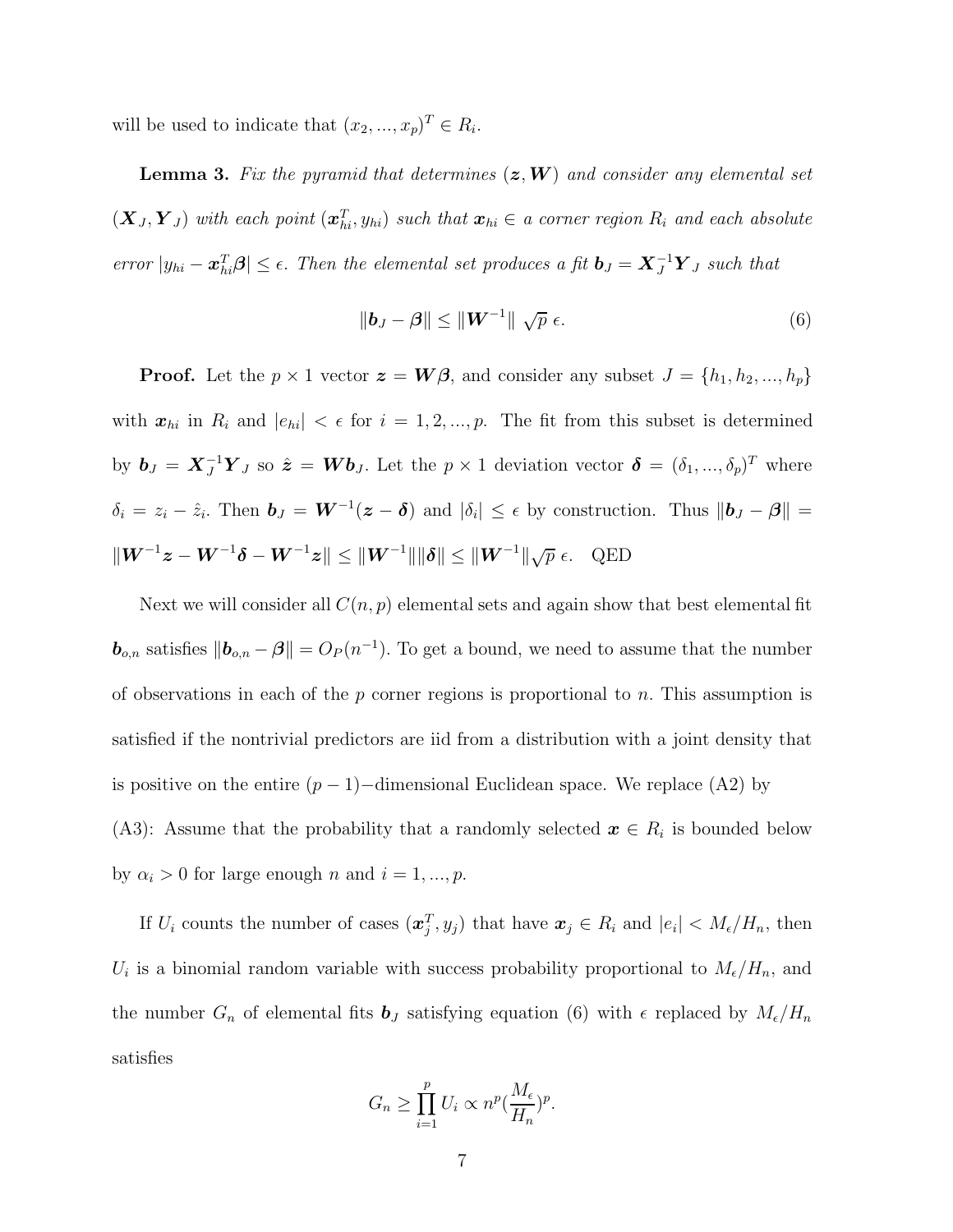will be used to indicate that $(x_2, ..., x_p)^T \in R_i$.

**Lemma 3.** *Fix the pyramid that determines $(\boldsymbol{z}, \boldsymbol{W})$ and consider any elemental set $(\boldsymbol{X}_J, \boldsymbol{Y}_J)$ with each point $(\boldsymbol{x}_{hi}^T, y_{hi})$ such that $\boldsymbol{x}_{hi} \in$ a corner region $R_i$ and each absolute error $|y_{hi} - \boldsymbol{x}_{hi}^T \boldsymbol{\beta}| \leq \epsilon$. Then the elemental set produces a fit $\boldsymbol{b}_J = \boldsymbol{X}_J^{-1} \boldsymbol{Y}_J$ such that*

$$\|\boldsymbol{b}_J - \boldsymbol{\beta}\| \leq \|\boldsymbol{W}^{-1}\| \ \sqrt{p} \ \epsilon. \tag{6}$$

**Proof.** Let the $p \times 1$ vector $\boldsymbol{z} = \boldsymbol{W}\boldsymbol{\beta}$, and consider any subset $J = \{h_1, h_2, ..., h_p\}$ with $\boldsymbol{x}_{hi}$ in $R_i$ and $|e_{hi}| < \epsilon$ for $i = 1, 2, ..., p$. The fit from this subset is determined by $\boldsymbol{b}_J = \boldsymbol{X}_J^{-1} \boldsymbol{Y}_J$ so $\hat{\boldsymbol{z}} = \boldsymbol{W}\boldsymbol{b}_J$. Let the $p \times 1$ deviation vector $\boldsymbol{\delta} = (\delta_1, ..., \delta_p)^T$ where $\delta_i = z_i - \hat{z}_i$. Then $\boldsymbol{b}_J = \boldsymbol{W}^{-1}(\boldsymbol{z} - \boldsymbol{\delta})$ and $|\delta_i| \leq \epsilon$ by construction. Thus $\|\boldsymbol{b}_J - \boldsymbol{\beta}\| = \|\boldsymbol{W}^{-1}\boldsymbol{z} - \boldsymbol{W}^{-1}\boldsymbol{\delta} - \boldsymbol{W}^{-1}\boldsymbol{z}\| \leq \|\boldsymbol{W}^{-1}\| \|\boldsymbol{\delta}\| \leq \|\boldsymbol{W}^{-1}\| \sqrt{p} \ \epsilon$. QED

Next we will consider all $C(n, p)$ elemental sets and again show that best elemental fit $\boldsymbol{b}_{o,n}$ satisfies $\|\boldsymbol{b}_{o,n} - \boldsymbol{\beta}\| = O_P(n^{-1})$. To get a bound, we need to assume that the number of observations in each of the $p$ corner regions is proportional to $n$. This assumption is satisfied if the nontrivial predictors are iid from a distribution with a joint density that is positive on the entire $(p-1)-$dimensional Euclidean space. We replace (A2) by

(A3): Assume that the probability that a randomly selected $\boldsymbol{x} \in R_i$ is bounded below by $\alpha_i > 0$ for large enough $n$ and $i = 1, ..., p$.

If $U_i$ counts the number of cases $(\boldsymbol{x}_j^T, y_j)$ that have $\boldsymbol{x}_j \in R_i$ and $|e_i| < M_\epsilon / H_n$, then $U_i$ is a binomial random variable with success probability proportional to $M_\epsilon / H_n$, and the number $G_n$ of elemental fits $\boldsymbol{b}_J$ satisfying equation (6) with $\epsilon$ replaced by $M_\epsilon / H_n$ satisfies

$$G_n \geq \prod_{i=1}^{p} U_i \propto n^p (\frac{M_\epsilon}{H_n})^p.$$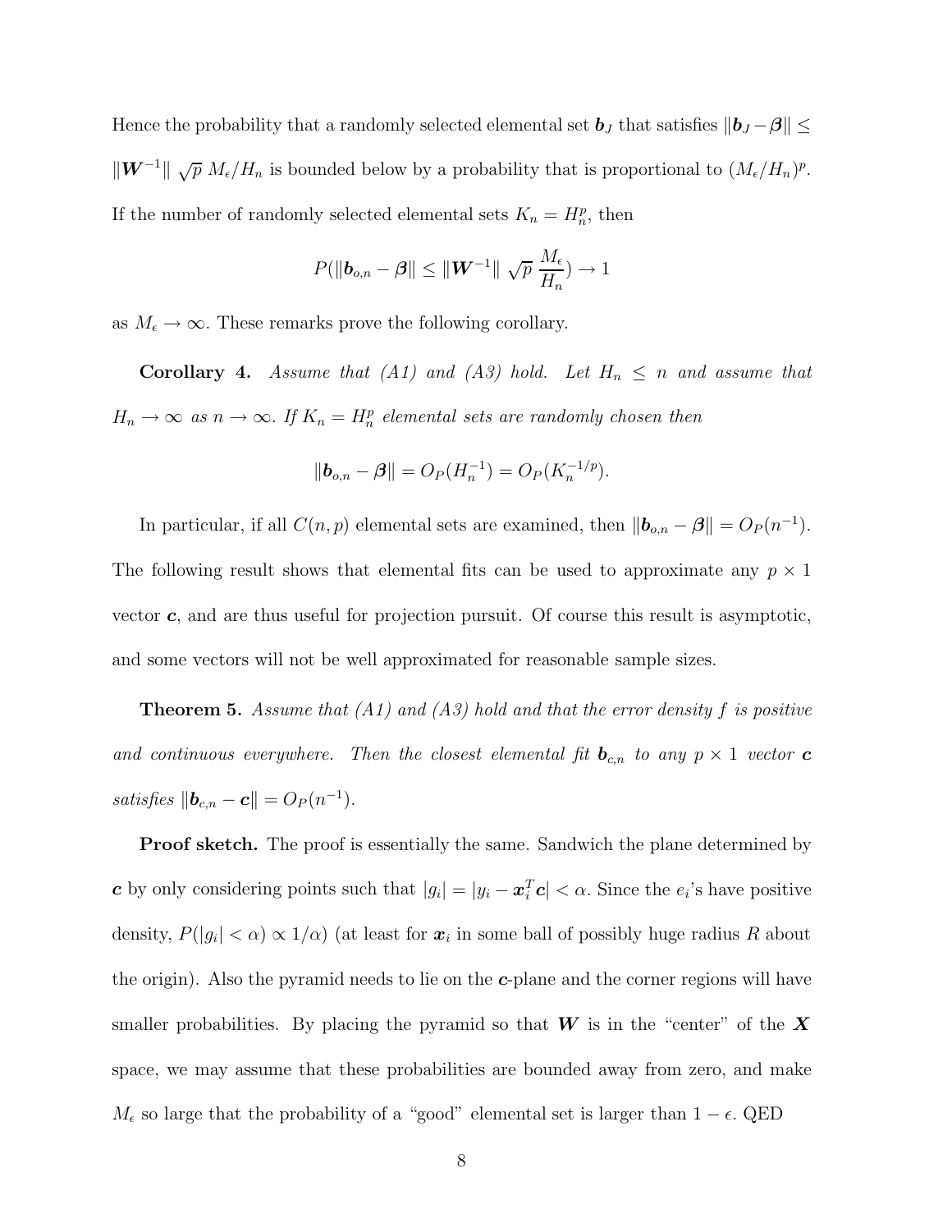Hence the probability that a randomly selected elemental set $\boldsymbol{b}_J$ that satisfies $\|\boldsymbol{b}_J - \boldsymbol{\beta}\| \leq \|\boldsymbol{W}^{-1}\| \sqrt{p}\ M_\epsilon/H_n$ is bounded below by a probability that is proportional to $(M_\epsilon/H_n)^p$. If the number of randomly selected elemental sets $K_n = H_n^p$, then

$$P(\|\boldsymbol{b}_{o,n} - \boldsymbol{\beta}\| \leq \|\boldsymbol{W}^{-1}\| \sqrt{p}\ \frac{M_\epsilon}{H_n}) \to 1$$

as $M_\epsilon \to \infty$. These remarks prove the following corollary.

**Corollary 4.** *Assume that (A1) and (A3) hold. Let $H_n \leq n$ and assume that $H_n \to \infty$ as $n \to \infty$. If $K_n = H_n^p$ elemental sets are randomly chosen then*

$$\|\boldsymbol{b}_{o,n} - \boldsymbol{\beta}\| = O_P(H_n^{-1}) = O_P(K_n^{-1/p}).$$

In particular, if all $C(n,p)$ elemental sets are examined, then $\|\boldsymbol{b}_{o,n} - \boldsymbol{\beta}\| = O_P(n^{-1})$. The following result shows that elemental fits can be used to approximate any $p \times 1$ vector $\boldsymbol{c}$, and are thus useful for projection pursuit. Of course this result is asymptotic, and some vectors will not be well approximated for reasonable sample sizes.

**Theorem 5.** *Assume that (A1) and (A3) hold and that the error density $f$ is positive and continuous everywhere. Then the closest elemental fit $\boldsymbol{b}_{c,n}$ to any $p \times 1$ vector $\boldsymbol{c}$ satisfies $\|\boldsymbol{b}_{c,n} - \boldsymbol{c}\| = O_P(n^{-1})$.*

**Proof sketch.** The proof is essentially the same. Sandwich the plane determined by $\boldsymbol{c}$ by only considering points such that $|g_i| = |y_i - \boldsymbol{x}_i^T \boldsymbol{c}| < \alpha$. Since the $e_i$'s have positive density, $P(|g_i| < \alpha) \propto 1/\alpha)$ (at least for $\boldsymbol{x}_i$ in some ball of possibly huge radius $R$ about the origin). Also the pyramid needs to lie on the $\boldsymbol{c}$-plane and the corner regions will have smaller probabilities. By placing the pyramid so that $\boldsymbol{W}$ is in the "center" of the $\boldsymbol{X}$ space, we may assume that these probabilities are bounded away from zero, and make $M_\epsilon$ so large that the probability of a "good" elemental set is larger than $1 - \epsilon$. QED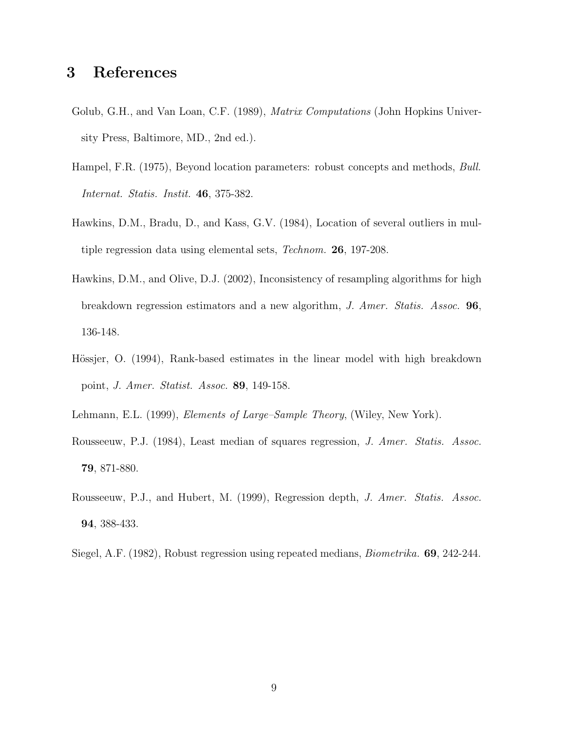## 3 References

Golub, G.H., and Van Loan, C.F. (1989), *Matrix Computations* (John Hopkins University Press, Baltimore, MD., 2nd ed.).

Hampel, F.R. (1975), Beyond location parameters: robust concepts and methods, *Bull. Internat. Statis. Instit.* **46**, 375-382.

Hawkins, D.M., Bradu, D., and Kass, G.V. (1984), Location of several outliers in multiple regression data using elemental sets, *Technom.* **26**, 197-208.

Hawkins, D.M., and Olive, D.J. (2002), Inconsistency of resampling algorithms for high breakdown regression estimators and a new algorithm, *J. Amer. Statis. Assoc.* **96**, 136-148.

Hössjer, O. (1994), Rank-based estimates in the linear model with high breakdown point, *J. Amer. Statist. Assoc.* **89**, 149-158.

Lehmann, E.L. (1999), *Elements of Large–Sample Theory*, (Wiley, New York).

Rousseeuw, P.J. (1984), Least median of squares regression, *J. Amer. Statis. Assoc.* **79**, 871-880.

Rousseeuw, P.J., and Hubert, M. (1999), Regression depth, *J. Amer. Statis. Assoc.* **94**, 388-433.

Siegel, A.F. (1982), Robust regression using repeated medians, *Biometrika.* **69**, 242-244.